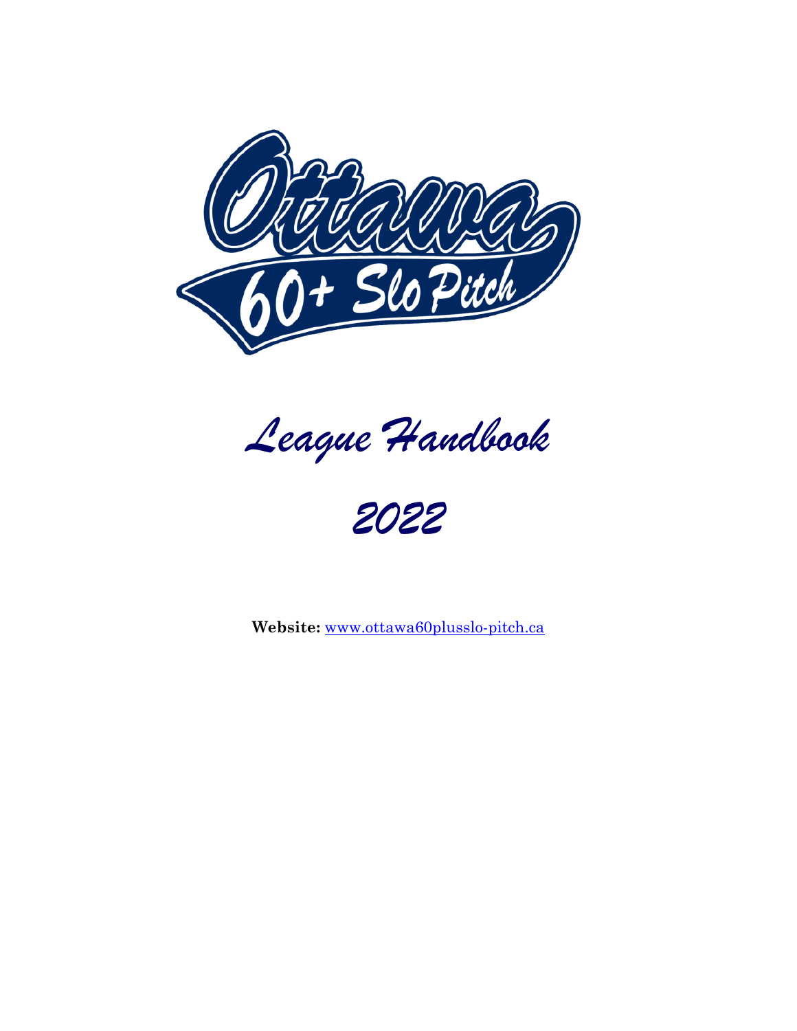# League Handbook

# 2022

**Website:** [www.ottawa60plusslo-pitch.ca](http://www.ottawa60plusslo-pitch.ca)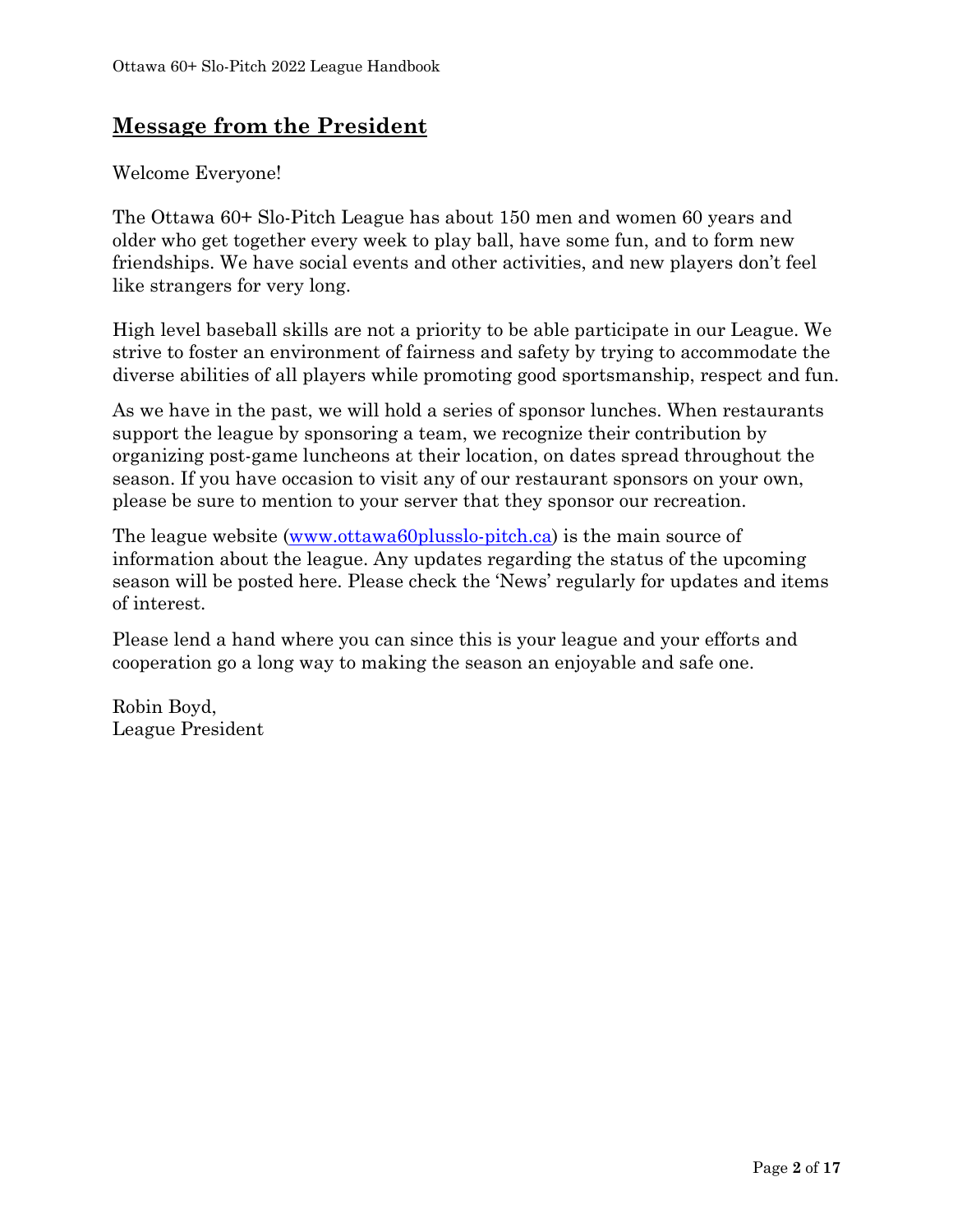## Message from the President

Welcome Everyone!

The Ottawa 60+ Slo-Pitch League has about 150 men and women 60 years and older who get together every week to play ball, have some fun, and to form new friendships. We have social events and other activities, and new players don't feel like strangers for very long.

High level baseball skills are not a priority to be able participate in our League. We strive to foster an environment of fairness and safety by trying to accommodate the diverse abilities of all players while promoting good sportsmanship, respect and fun.

As we have in the past, we will hold a series of sponsor lunches. When restaurants support the league by sponsoring a team, we recognize their contribution by organizing post-game luncheons at their location, on dates spread throughout the season. If you have occasion to visit any of our restaurant sponsors on your own, please be sure to mention to your server that they sponsor our recreation.

The league website ([www.ottawa60plusslo-pitch.ca](http://www.ottawa60plusslo-pitch.ca)) is the main source of information about the league. Any updates regarding the status of the upcoming season will be posted here. Please check the 'News' regularly for updates and items of interest.

Please lend a hand where you can since this is your league and your efforts and cooperation go a long way to making the season an enjoyable and safe one.

Robin Boyd,
League President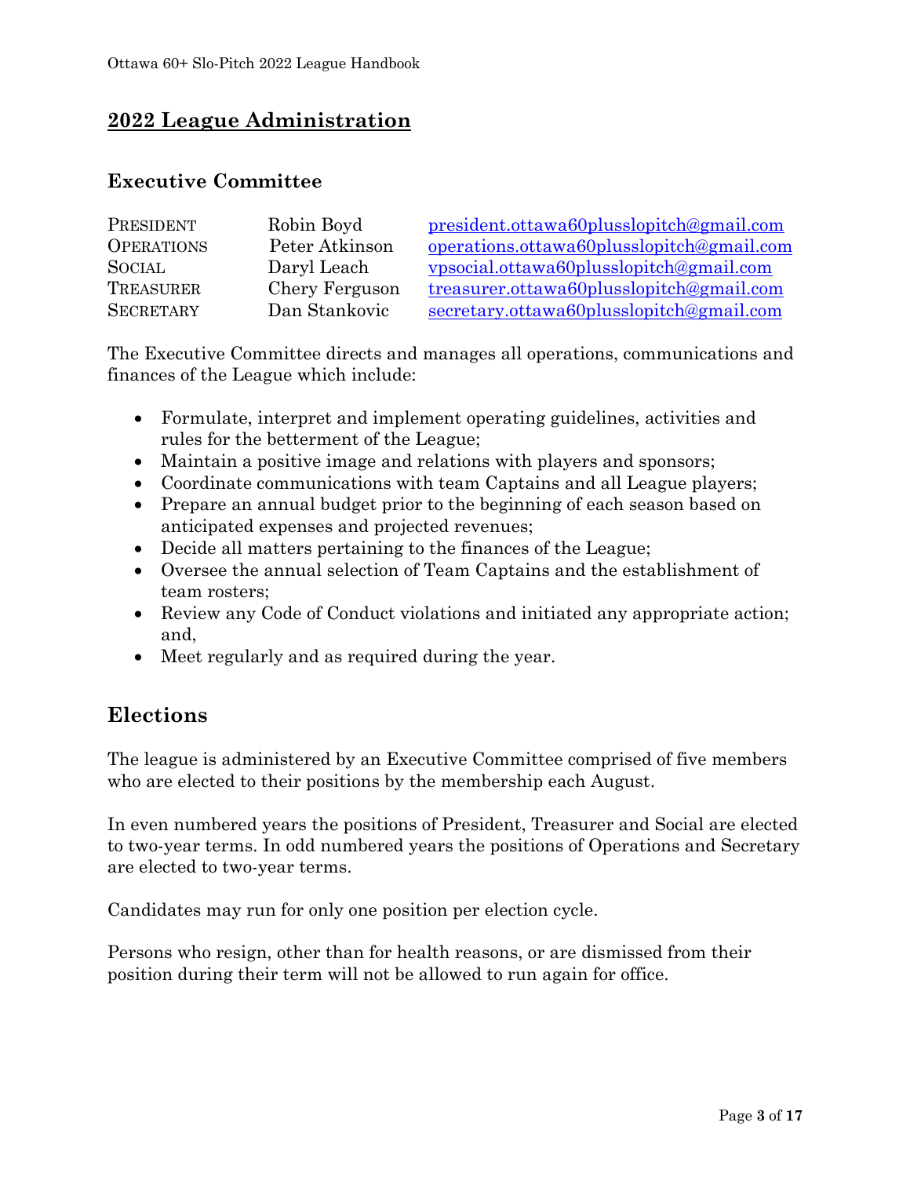## 2022 League Administration

### Executive Committee

| | | |
|---|---|---|
| PRESIDENT | Robin Boyd | president.ottawa60plusslopitch@gmail.com |
| OPERATIONS | Peter Atkinson | operations.ottawa60plusslopitch@gmail.com |
| SOCIAL | Daryl Leach | vpsocial.ottawa60plusslopitch@gmail.com |
| TREASURER | Chery Ferguson | treasurer.ottawa60plusslopitch@gmail.com |
| SECRETARY | Dan Stankovic | secretary.ottawa60plusslopitch@gmail.com |

The Executive Committee directs and manages all operations, communications and finances of the League which include:

- Formulate, interpret and implement operating guidelines, activities and rules for the betterment of the League;
- Maintain a positive image and relations with players and sponsors;
- Coordinate communications with team Captains and all League players;
- Prepare an annual budget prior to the beginning of each season based on anticipated expenses and projected revenues;
- Decide all matters pertaining to the finances of the League;
- Oversee the annual selection of Team Captains and the establishment of team rosters;
- Review any Code of Conduct violations and initiated any appropriate action; and,
- Meet regularly and as required during the year.

## Elections

The league is administered by an Executive Committee comprised of five members who are elected to their positions by the membership each August.

In even numbered years the positions of President, Treasurer and Social are elected to two-year terms. In odd numbered years the positions of Operations and Secretary are elected to two-year terms.

Candidates may run for only one position per election cycle.

Persons who resign, other than for health reasons, or are dismissed from their position during their term will not be allowed to run again for office.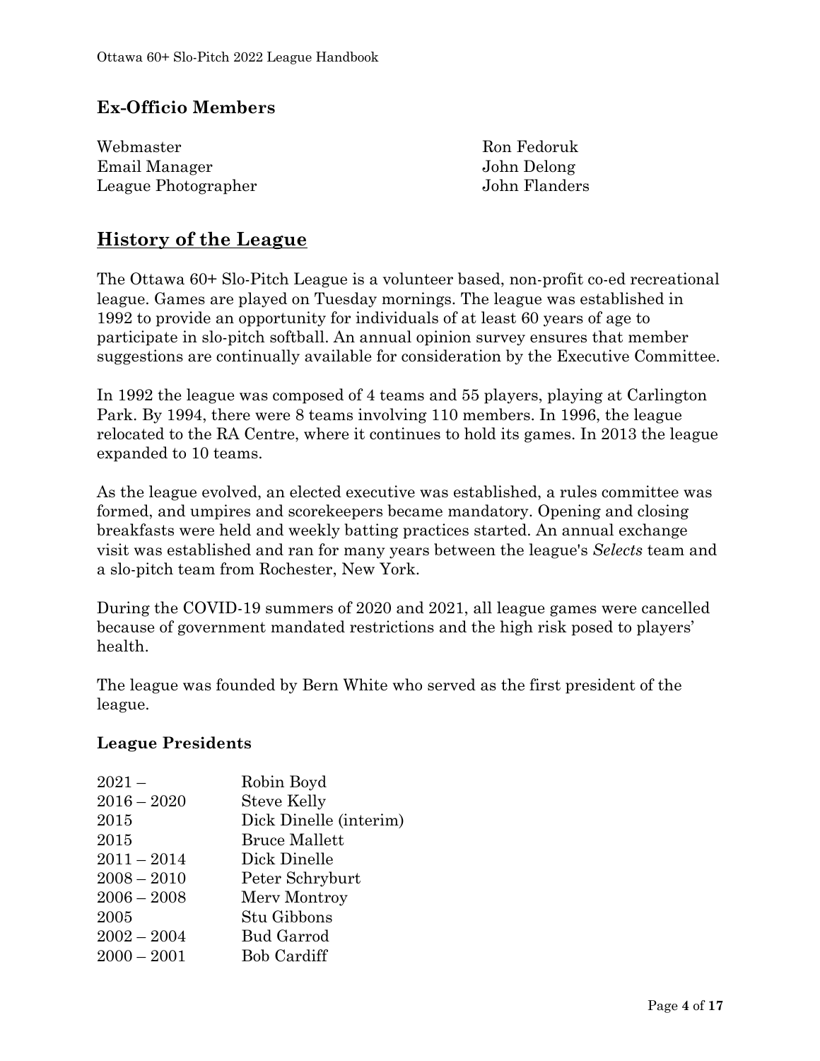### Ex-Officio Members

| | |
|---|---|
| Webmaster | Ron Fedoruk |
| Email Manager | John Delong |
| League Photographer | John Flanders |

## History of the League

The Ottawa 60+ Slo-Pitch League is a volunteer based, non-profit co-ed recreational league. Games are played on Tuesday mornings. The league was established in 1992 to provide an opportunity for individuals of at least 60 years of age to participate in slo-pitch softball. An annual opinion survey ensures that member suggestions are continually available for consideration by the Executive Committee.

In 1992 the league was composed of 4 teams and 55 players, playing at Carlington Park. By 1994, there were 8 teams involving 110 members. In 1996, the league relocated to the RA Centre, where it continues to hold its games. In 2013 the league expanded to 10 teams.

As the league evolved, an elected executive was established, a rules committee was formed, and umpires and scorekeepers became mandatory. Opening and closing breakfasts were held and weekly batting practices started. An annual exchange visit was established and ran for many years between the league's *Selects* team and a slo-pitch team from Rochester, New York.

During the COVID-19 summers of 2020 and 2021, all league games were cancelled because of government mandated restrictions and the high risk posed to players' health.

The league was founded by Bern White who served as the first president of the league.

### League Presidents

| | |
|---|---|
| 2021 – | Robin Boyd |
| 2016 – 2020 | Steve Kelly |
| 2015 | Dick Dinelle (interim) |
| 2015 | Bruce Mallett |
| 2011 – 2014 | Dick Dinelle |
| 2008 – 2010 | Peter Schryburt |
| 2006 – 2008 | Merv Montroy |
| 2005 | Stu Gibbons |
| 2002 – 2004 | Bud Garrod |
| 2000 – 2001 | Bob Cardiff |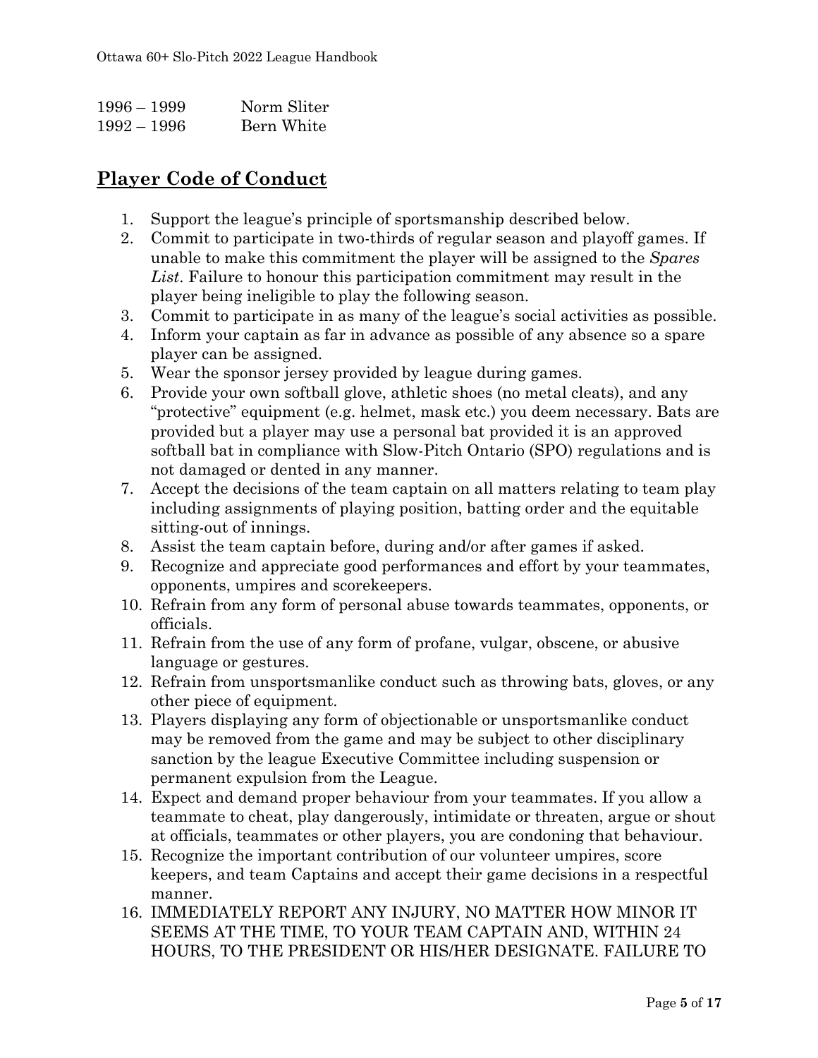| | |
|---|---|
| 1996 – 1999 | Norm Sliter |
| 1992 – 1996 | Bern White |

## **Player Code of Conduct**

1. Support the league's principle of sportsmanship described below.
2. Commit to participate in two-thirds of regular season and playoff games. If unable to make this commitment the player will be assigned to the *Spares List*. Failure to honour this participation commitment may result in the player being ineligible to play the following season.
3. Commit to participate in as many of the league's social activities as possible.
4. Inform your captain as far in advance as possible of any absence so a spare player can be assigned.
5. Wear the sponsor jersey provided by league during games.
6. Provide your own softball glove, athletic shoes (no metal cleats), and any "protective" equipment (e.g. helmet, mask etc.) you deem necessary. Bats are provided but a player may use a personal bat provided it is an approved softball bat in compliance with Slow-Pitch Ontario (SPO) regulations and is not damaged or dented in any manner.
7. Accept the decisions of the team captain on all matters relating to team play including assignments of playing position, batting order and the equitable sitting-out of innings.
8. Assist the team captain before, during and/or after games if asked.
9. Recognize and appreciate good performances and effort by your teammates, opponents, umpires and scorekeepers.
10. Refrain from any form of personal abuse towards teammates, opponents, or officials.
11. Refrain from the use of any form of profane, vulgar, obscene, or abusive language or gestures.
12. Refrain from unsportsmanlike conduct such as throwing bats, gloves, or any other piece of equipment.
13. Players displaying any form of objectionable or unsportsmanlike conduct may be removed from the game and may be subject to other disciplinary sanction by the league Executive Committee including suspension or permanent expulsion from the League.
14. Expect and demand proper behaviour from your teammates. If you allow a teammate to cheat, play dangerously, intimidate or threaten, argue or shout at officials, teammates or other players, you are condoning that behaviour.
15. Recognize the important contribution of our volunteer umpires, score keepers, and team Captains and accept their game decisions in a respectful manner.
16. IMMEDIATELY REPORT ANY INJURY, NO MATTER HOW MINOR IT SEEMS AT THE TIME, TO YOUR TEAM CAPTAIN AND, WITHIN 24 HOURS, TO THE PRESIDENT OR HIS/HER DESIGNATE. FAILURE TO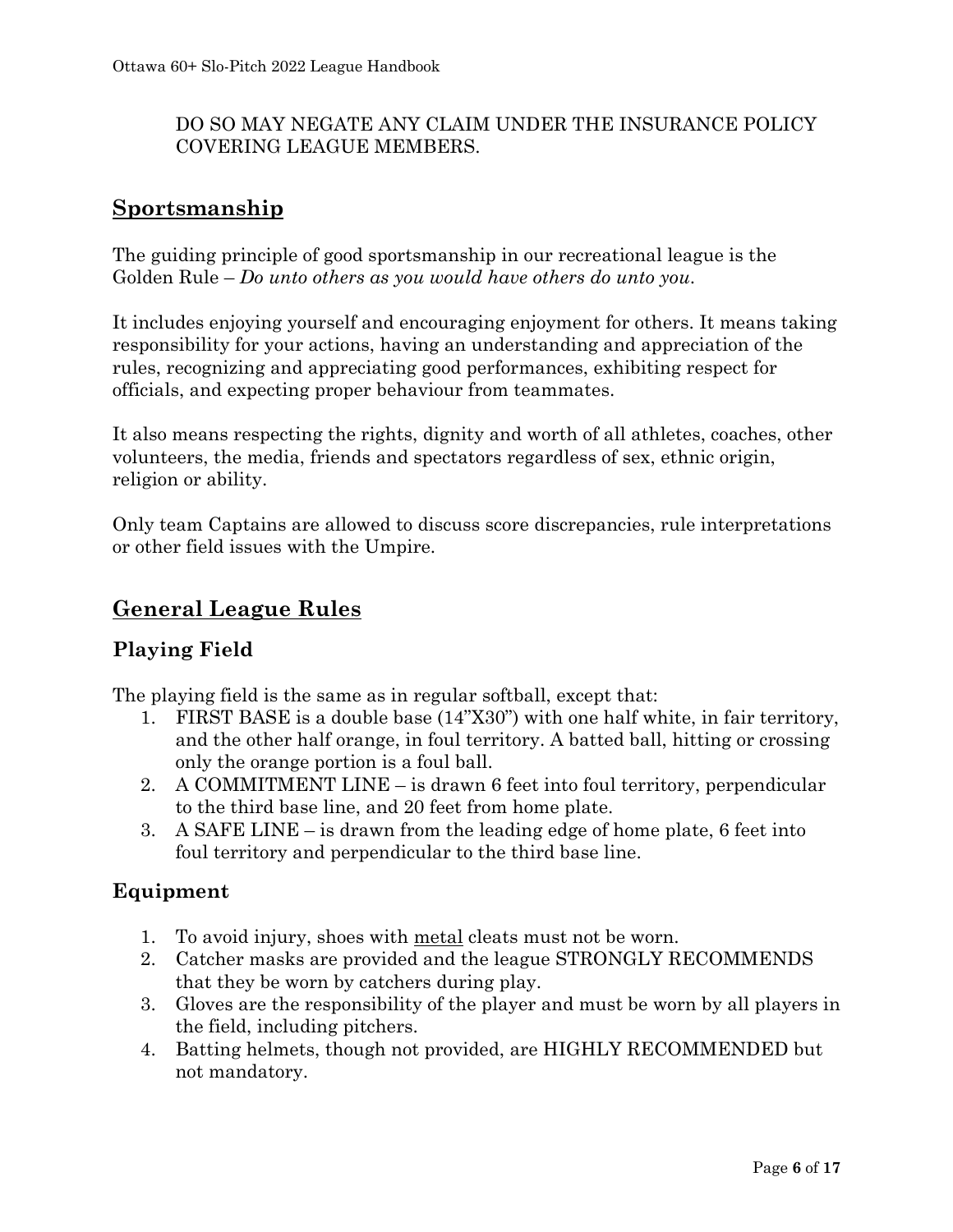DO SO MAY NEGATE ANY CLAIM UNDER THE INSURANCE POLICY COVERING LEAGUE MEMBERS.

## Sportsmanship

The guiding principle of good sportsmanship in our recreational league is the Golden Rule – *Do unto others as you would have others do unto you*.

It includes enjoying yourself and encouraging enjoyment for others. It means taking responsibility for your actions, having an understanding and appreciation of the rules, recognizing and appreciating good performances, exhibiting respect for officials, and expecting proper behaviour from teammates.

It also means respecting the rights, dignity and worth of all athletes, coaches, other volunteers, the media, friends and spectators regardless of sex, ethnic origin, religion or ability.

Only team Captains are allowed to discuss score discrepancies, rule interpretations or other field issues with the Umpire.

## General League Rules

### Playing Field

The playing field is the same as in regular softball, except that:

1. FIRST BASE is a double base (14"X30") with one half white, in fair territory, and the other half orange, in foul territory. A batted ball, hitting or crossing only the orange portion is a foul ball.
2. A COMMITMENT LINE – is drawn 6 feet into foul territory, perpendicular to the third base line, and 20 feet from home plate.
3. A SAFE LINE – is drawn from the leading edge of home plate, 6 feet into foul territory and perpendicular to the third base line.

### Equipment

1. To avoid injury, shoes with metal cleats must not be worn.
2. Catcher masks are provided and the league STRONGLY RECOMMENDS that they be worn by catchers during play.
3. Gloves are the responsibility of the player and must be worn by all players in the field, including pitchers.
4. Batting helmets, though not provided, are HIGHLY RECOMMENDED but not mandatory.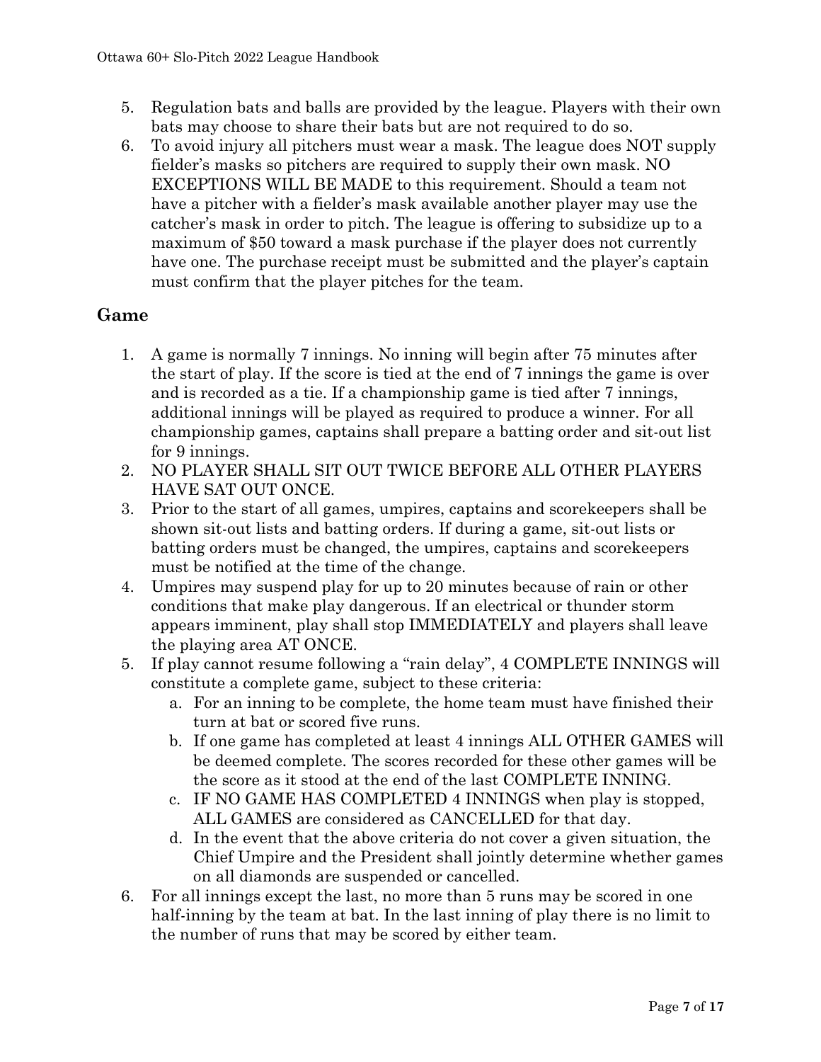5. Regulation bats and balls are provided by the league. Players with their own bats may choose to share their bats but are not required to do so.
6. To avoid injury all pitchers must wear a mask. The league does NOT supply fielder's masks so pitchers are required to supply their own mask. NO EXCEPTIONS WILL BE MADE to this requirement. Should a team not have a pitcher with a fielder's mask available another player may use the catcher's mask in order to pitch. The league is offering to subsidize up to a maximum of $50 toward a mask purchase if the player does not currently have one. The purchase receipt must be submitted and the player's captain must confirm that the player pitches for the team.

## Game

1. A game is normally 7 innings. No inning will begin after 75 minutes after the start of play. If the score is tied at the end of 7 innings the game is over and is recorded as a tie. If a championship game is tied after 7 innings, additional innings will be played as required to produce a winner. For all championship games, captains shall prepare a batting order and sit-out list for 9 innings.
2. NO PLAYER SHALL SIT OUT TWICE BEFORE ALL OTHER PLAYERS HAVE SAT OUT ONCE.
3. Prior to the start of all games, umpires, captains and scorekeepers shall be shown sit-out lists and batting orders. If during a game, sit-out lists or batting orders must be changed, the umpires, captains and scorekeepers must be notified at the time of the change.
4. Umpires may suspend play for up to 20 minutes because of rain or other conditions that make play dangerous. If an electrical or thunder storm appears imminent, play shall stop IMMEDIATELY and players shall leave the playing area AT ONCE.
5. If play cannot resume following a "rain delay", 4 COMPLETE INNINGS will constitute a complete game, subject to these criteria:
   a. For an inning to be complete, the home team must have finished their turn at bat or scored five runs.
   b. If one game has completed at least 4 innings ALL OTHER GAMES will be deemed complete. The scores recorded for these other games will be the score as it stood at the end of the last COMPLETE INNING.
   c. IF NO GAME HAS COMPLETED 4 INNINGS when play is stopped, ALL GAMES are considered as CANCELLED for that day.
   d. In the event that the above criteria do not cover a given situation, the Chief Umpire and the President shall jointly determine whether games on all diamonds are suspended or cancelled.
6. For all innings except the last, no more than 5 runs may be scored in one half-inning by the team at bat. In the last inning of play there is no limit to the number of runs that may be scored by either team.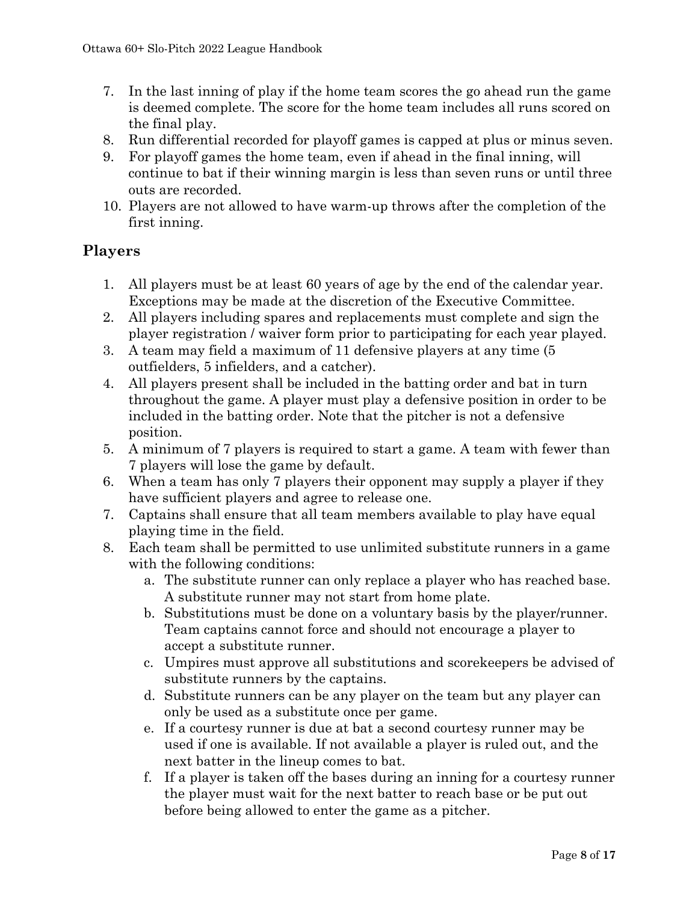7. In the last inning of play if the home team scores the go ahead run the game is deemed complete. The score for the home team includes all runs scored on the final play.
8. Run differential recorded for playoff games is capped at plus or minus seven.
9. For playoff games the home team, even if ahead in the final inning, will continue to bat if their winning margin is less than seven runs or until three outs are recorded.
10. Players are not allowed to have warm-up throws after the completion of the first inning.

## Players

1. All players must be at least 60 years of age by the end of the calendar year. Exceptions may be made at the discretion of the Executive Committee.
2. All players including spares and replacements must complete and sign the player registration / waiver form prior to participating for each year played.
3. A team may field a maximum of 11 defensive players at any time (5 outfielders, 5 infielders, and a catcher).
4. All players present shall be included in the batting order and bat in turn throughout the game. A player must play a defensive position in order to be included in the batting order. Note that the pitcher is not a defensive position.
5. A minimum of 7 players is required to start a game. A team with fewer than 7 players will lose the game by default.
6. When a team has only 7 players their opponent may supply a player if they have sufficient players and agree to release one.
7. Captains shall ensure that all team members available to play have equal playing time in the field.
8. Each team shall be permitted to use unlimited substitute runners in a game with the following conditions:
   a. The substitute runner can only replace a player who has reached base. A substitute runner may not start from home plate.
   b. Substitutions must be done on a voluntary basis by the player/runner. Team captains cannot force and should not encourage a player to accept a substitute runner.
   c. Umpires must approve all substitutions and scorekeepers be advised of substitute runners by the captains.
   d. Substitute runners can be any player on the team but any player can only be used as a substitute once per game.
   e. If a courtesy runner is due at bat a second courtesy runner may be used if one is available. If not available a player is ruled out, and the next batter in the lineup comes to bat.
   f. If a player is taken off the bases during an inning for a courtesy runner the player must wait for the next batter to reach base or be put out before being allowed to enter the game as a pitcher.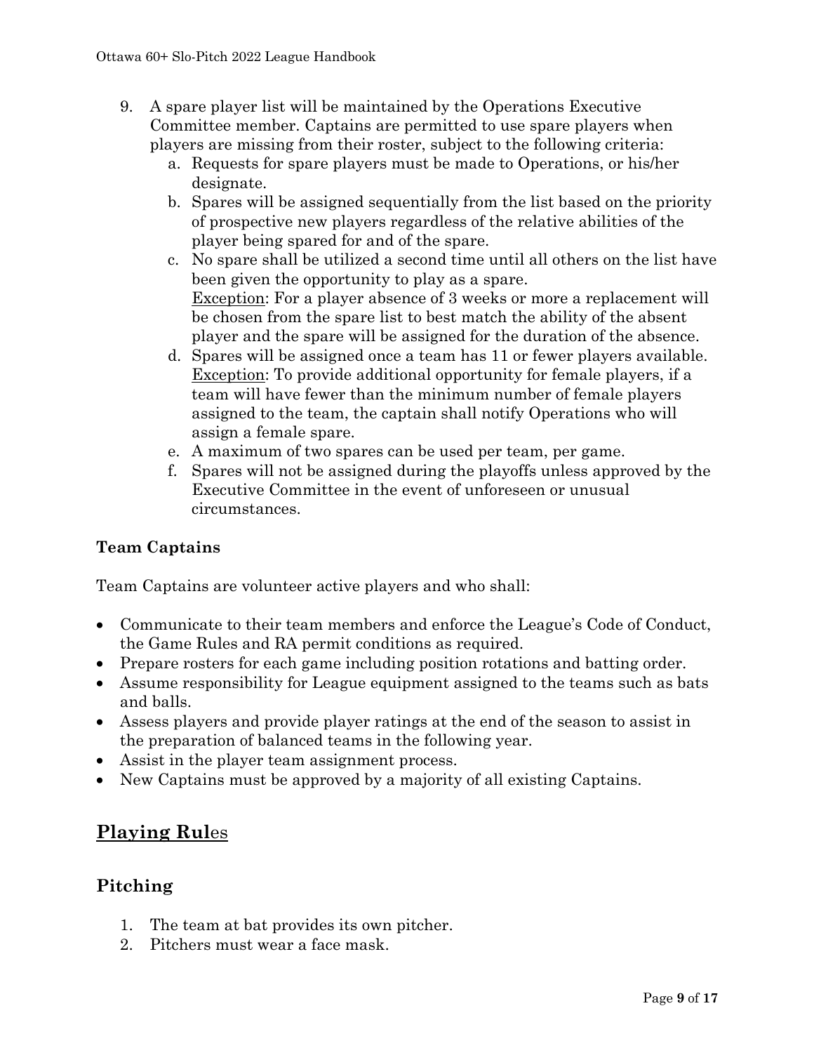9. A spare player list will be maintained by the Operations Executive Committee member. Captains are permitted to use spare players when players are missing from their roster, subject to the following criteria:
   a. Requests for spare players must be made to Operations, or his/her designate.
   b. Spares will be assigned sequentially from the list based on the priority of prospective new players regardless of the relative abilities of the player being spared for and of the spare.
   c. No spare shall be utilized a second time until all others on the list have been given the opportunity to play as a spare.
      Exception: For a player absence of 3 weeks or more a replacement will be chosen from the spare list to best match the ability of the absent player and the spare will be assigned for the duration of the absence.
   d. Spares will be assigned once a team has 11 or fewer players available.
      Exception: To provide additional opportunity for female players, if a team will have fewer than the minimum number of female players assigned to the team, the captain shall notify Operations who will assign a female spare.
   e. A maximum of two spares can be used per team, per game.
   f. Spares will not be assigned during the playoffs unless approved by the Executive Committee in the event of unforeseen or unusual circumstances.

### Team Captains

Team Captains are volunteer active players and who shall:

- Communicate to their team members and enforce the League's Code of Conduct, the Game Rules and RA permit conditions as required.
- Prepare rosters for each game including position rotations and batting order.
- Assume responsibility for League equipment assigned to the teams such as bats and balls.
- Assess players and provide player ratings at the end of the season to assist in the preparation of balanced teams in the following year.
- Assist in the player team assignment process.
- New Captains must be approved by a majority of all existing Captains.

## Playing Rules

### Pitching

1. The team at bat provides its own pitcher.
2. Pitchers must wear a face mask.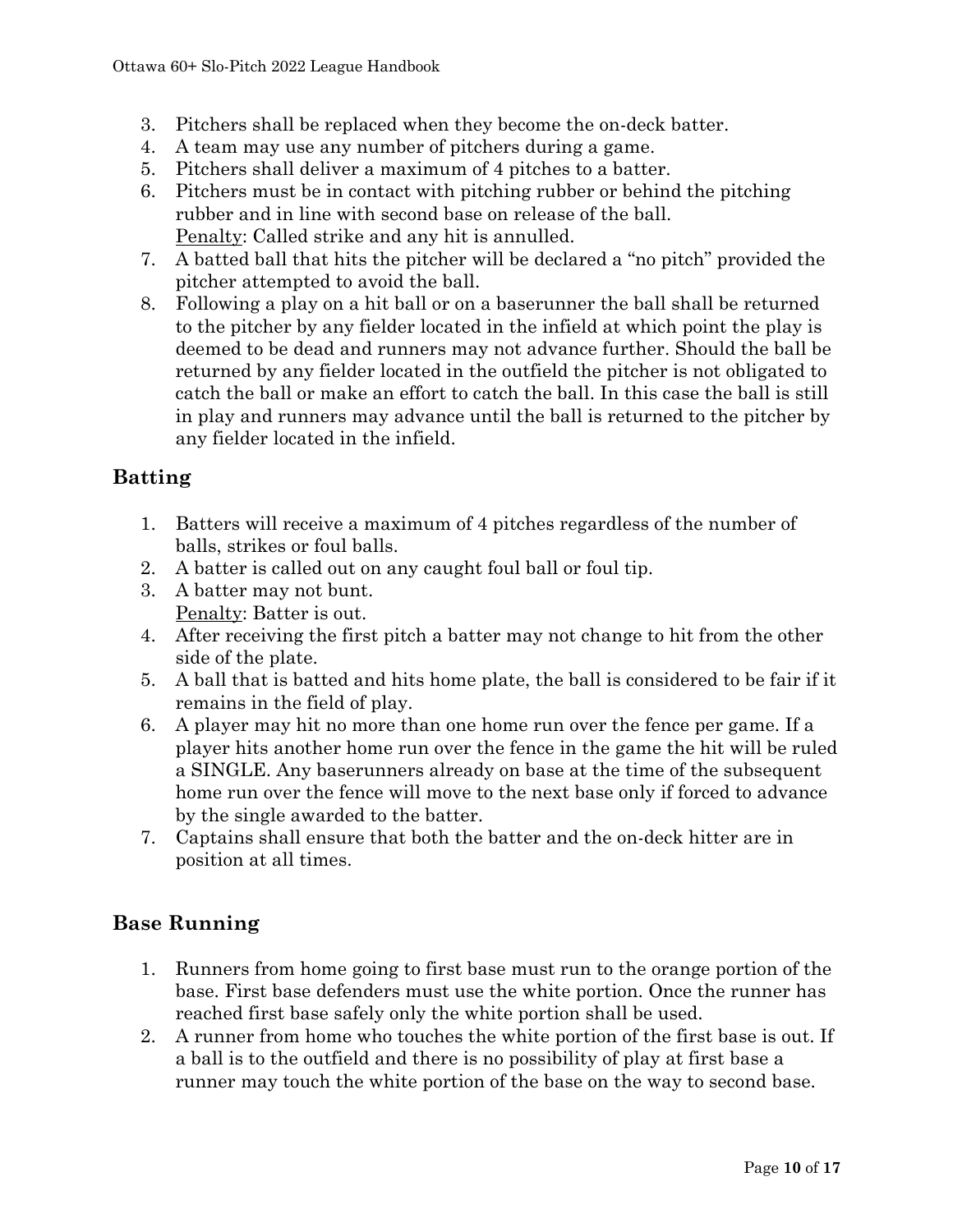3. Pitchers shall be replaced when they become the on-deck batter.
4. A team may use any number of pitchers during a game.
5. Pitchers shall deliver a maximum of 4 pitches to a batter.
6. Pitchers must be in contact with pitching rubber or behind the pitching rubber and in line with second base on release of the ball.
   Penalty: Called strike and any hit is annulled.
7. A batted ball that hits the pitcher will be declared a "no pitch" provided the pitcher attempted to avoid the ball.
8. Following a play on a hit ball or on a baserunner the ball shall be returned to the pitcher by any fielder located in the infield at which point the play is deemed to be dead and runners may not advance further. Should the ball be returned by any fielder located in the outfield the pitcher is not obligated to catch the ball or make an effort to catch the ball. In this case the ball is still in play and runners may advance until the ball is returned to the pitcher by any fielder located in the infield.

## Batting

1. Batters will receive a maximum of 4 pitches regardless of the number of balls, strikes or foul balls.
2. A batter is called out on any caught foul ball or foul tip.
3. A batter may not bunt.
   Penalty: Batter is out.
4. After receiving the first pitch a batter may not change to hit from the other side of the plate.
5. A ball that is batted and hits home plate, the ball is considered to be fair if it remains in the field of play.
6. A player may hit no more than one home run over the fence per game. If a player hits another home run over the fence in the game the hit will be ruled a SINGLE. Any baserunners already on base at the time of the subsequent home run over the fence will move to the next base only if forced to advance by the single awarded to the batter.
7. Captains shall ensure that both the batter and the on-deck hitter are in position at all times.

## Base Running

1. Runners from home going to first base must run to the orange portion of the base. First base defenders must use the white portion. Once the runner has reached first base safely only the white portion shall be used.
2. A runner from home who touches the white portion of the first base is out. If a ball is to the outfield and there is no possibility of play at first base a runner may touch the white portion of the base on the way to second base.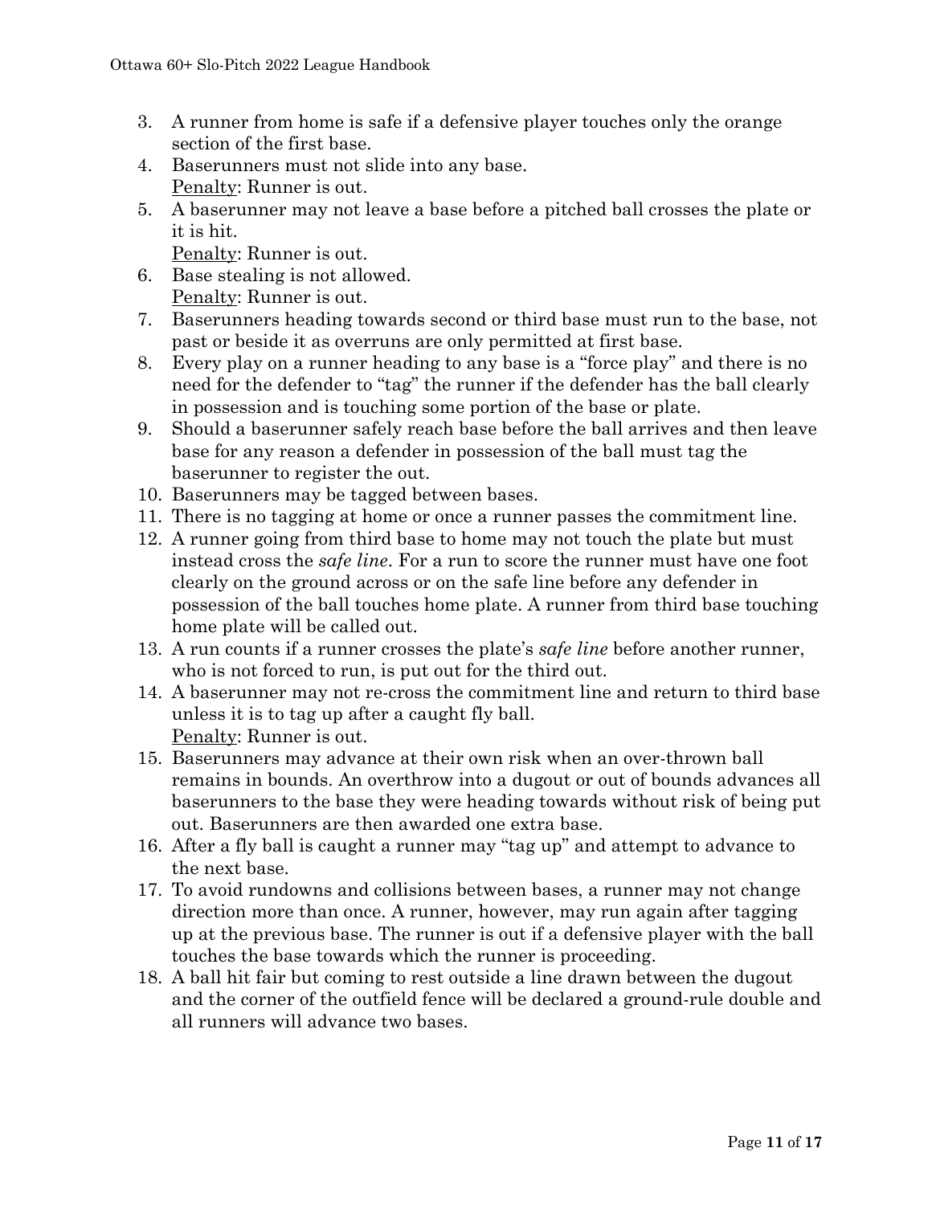3. A runner from home is safe if a defensive player touches only the orange section of the first base.
4. Baserunners must not slide into any base.
   Penalty: Runner is out.
5. A baserunner may not leave a base before a pitched ball crosses the plate or it is hit.
   Penalty: Runner is out.
6. Base stealing is not allowed.
   Penalty: Runner is out.
7. Baserunners heading towards second or third base must run to the base, not past or beside it as overruns are only permitted at first base.
8. Every play on a runner heading to any base is a "force play" and there is no need for the defender to "tag" the runner if the defender has the ball clearly in possession and is touching some portion of the base or plate.
9. Should a baserunner safely reach base before the ball arrives and then leave base for any reason a defender in possession of the ball must tag the baserunner to register the out.
10. Baserunners may be tagged between bases.
11. There is no tagging at home or once a runner passes the commitment line.
12. A runner going from third base to home may not touch the plate but must instead cross the *safe line*. For a run to score the runner must have one foot clearly on the ground across or on the safe line before any defender in possession of the ball touches home plate. A runner from third base touching home plate will be called out.
13. A run counts if a runner crosses the plate's *safe line* before another runner, who is not forced to run, is put out for the third out.
14. A baserunner may not re-cross the commitment line and return to third base unless it is to tag up after a caught fly ball.
    Penalty: Runner is out.
15. Baserunners may advance at their own risk when an over-thrown ball remains in bounds. An overthrow into a dugout or out of bounds advances all baserunners to the base they were heading towards without risk of being put out. Baserunners are then awarded one extra base.
16. After a fly ball is caught a runner may "tag up" and attempt to advance to the next base.
17. To avoid rundowns and collisions between bases, a runner may not change direction more than once. A runner, however, may run again after tagging up at the previous base. The runner is out if a defensive player with the ball touches the base towards which the runner is proceeding.
18. A ball hit fair but coming to rest outside a line drawn between the dugout and the corner of the outfield fence will be declared a ground-rule double and all runners will advance two bases.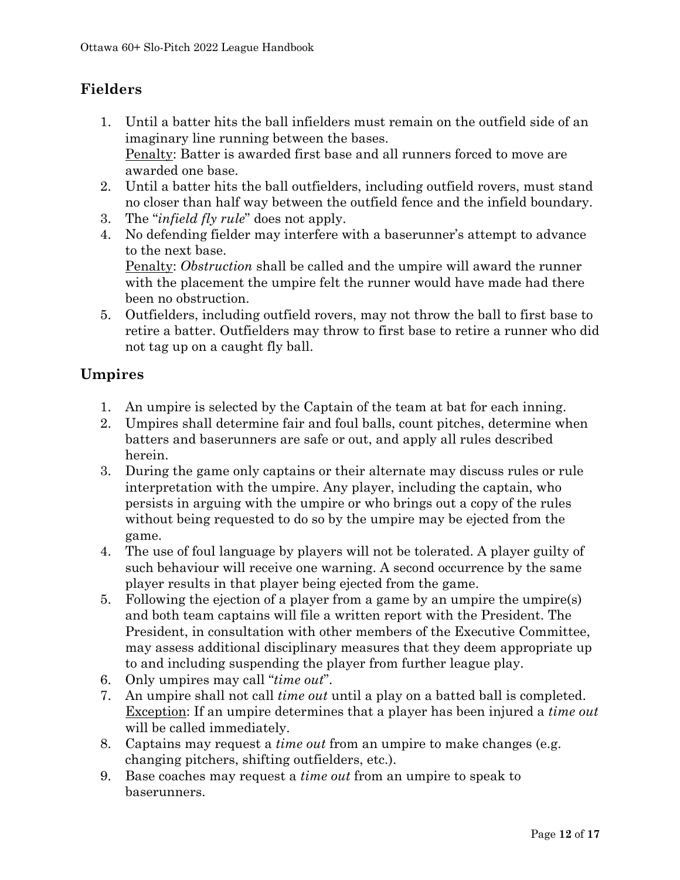## Fielders

1. Until a batter hits the ball infielders must remain on the outfield side of an imaginary line running between the bases.
   <u>Penalty</u>: Batter is awarded first base and all runners forced to move are awarded one base.
2. Until a batter hits the ball outfielders, including outfield rovers, must stand no closer than half way between the outfield fence and the infield boundary.
3. The "*infield fly rule*" does not apply.
4. No defending fielder may interfere with a baserunner's attempt to advance to the next base.
   <u>Penalty</u>: *Obstruction* shall be called and the umpire will award the runner with the placement the umpire felt the runner would have made had there been no obstruction.
5. Outfielders, including outfield rovers, may not throw the ball to first base to retire a batter. Outfielders may throw to first base to retire a runner who did not tag up on a caught fly ball.

## Umpires

1. An umpire is selected by the Captain of the team at bat for each inning.
2. Umpires shall determine fair and foul balls, count pitches, determine when batters and baserunners are safe or out, and apply all rules described herein.
3. During the game only captains or their alternate may discuss rules or rule interpretation with the umpire. Any player, including the captain, who persists in arguing with the umpire or who brings out a copy of the rules without being requested to do so by the umpire may be ejected from the game.
4. The use of foul language by players will not be tolerated. A player guilty of such behaviour will receive one warning. A second occurrence by the same player results in that player being ejected from the game.
5. Following the ejection of a player from a game by an umpire the umpire(s) and both team captains will file a written report with the President. The President, in consultation with other members of the Executive Committee, may assess additional disciplinary measures that they deem appropriate up to and including suspending the player from further league play.
6. Only umpires may call "*time out*".
7. An umpire shall not call *time out* until a play on a batted ball is completed.
   <u>Exception</u>: If an umpire determines that a player has been injured a *time out* will be called immediately.
8. Captains may request a *time out* from an umpire to make changes (e.g. changing pitchers, shifting outfielders, etc.).
9. Base coaches may request a *time out* from an umpire to speak to baserunners.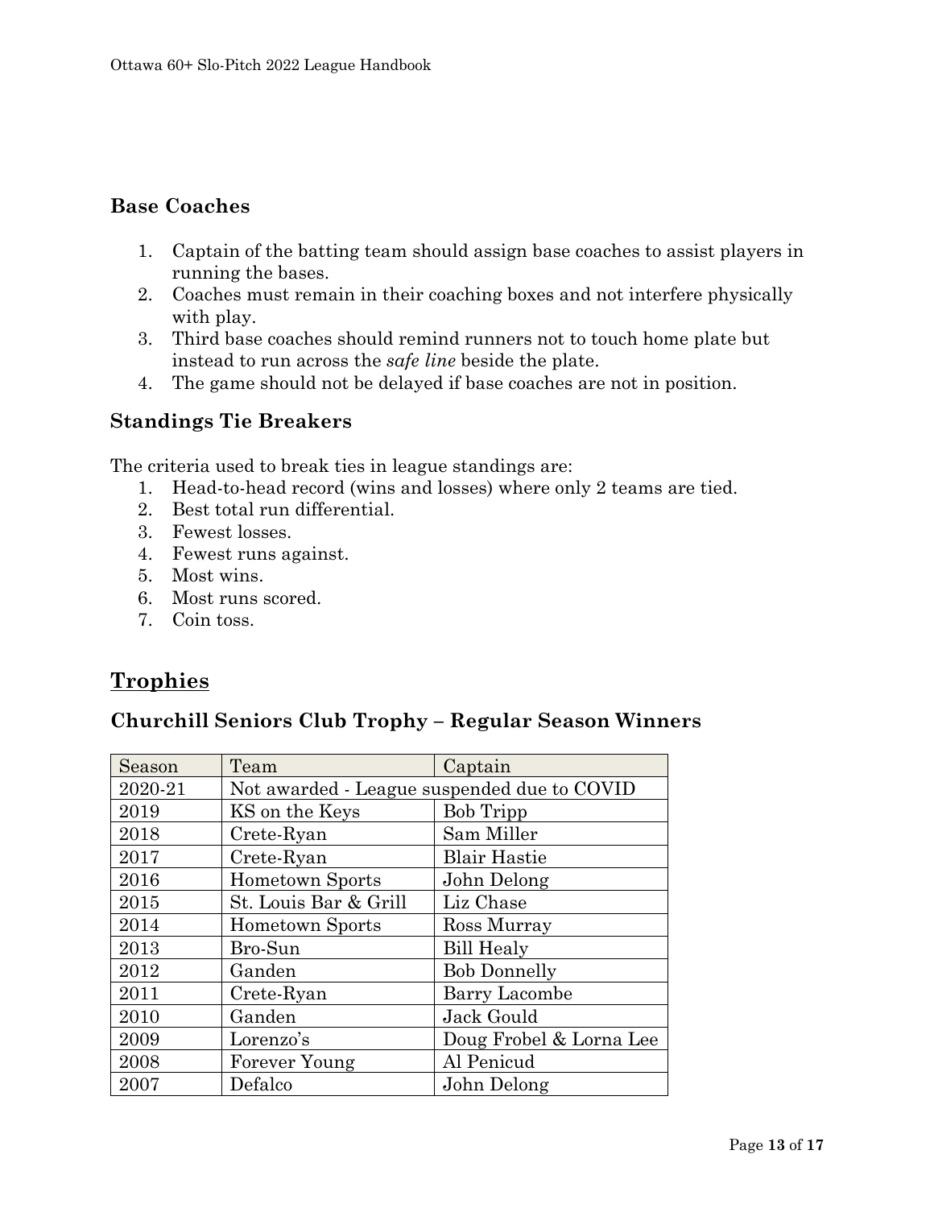### Base Coaches

1. Captain of the batting team should assign base coaches to assist players in running the bases.
2. Coaches must remain in their coaching boxes and not interfere physically with play.
3. Third base coaches should remind runners not to touch home plate but instead to run across the *safe line* beside the plate.
4. The game should not be delayed if base coaches are not in position.

### Standings Tie Breakers

The criteria used to break ties in league standings are:

1. Head-to-head record (wins and losses) where only 2 teams are tied.
2. Best total run differential.
3. Fewest losses.
4. Fewest runs against.
5. Most wins.
6. Most runs scored.
7. Coin toss.

## Trophies

### Churchill Seniors Club Trophy – Regular Season Winners

| Season | Team | Captain |
|---|---|---|
| 2020-21 | Not awarded - League suspended due to COVID | |
| 2019 | KS on the Keys | Bob Tripp |
| 2018 | Crete-Ryan | Sam Miller |
| 2017 | Crete-Ryan | Blair Hastie |
| 2016 | Hometown Sports | John Delong |
| 2015 | St. Louis Bar & Grill | Liz Chase |
| 2014 | Hometown Sports | Ross Murray |
| 2013 | Bro-Sun | Bill Healy |
| 2012 | Ganden | Bob Donnelly |
| 2011 | Crete-Ryan | Barry Lacombe |
| 2010 | Ganden | Jack Gould |
| 2009 | Lorenzo's | Doug Frobel & Lorna Lee |
| 2008 | Forever Young | Al Penicud |
| 2007 | Defalco | John Delong |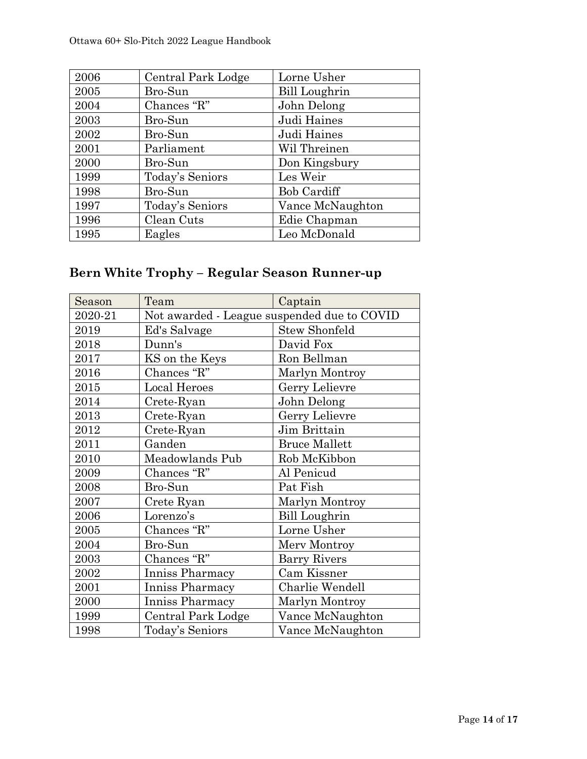| | | |
|---|---|---|
| 2006 | Central Park Lodge | Lorne Usher |
| 2005 | Bro-Sun | Bill Loughrin |
| 2004 | Chances "R" | John Delong |
| 2003 | Bro-Sun | Judi Haines |
| 2002 | Bro-Sun | Judi Haines |
| 2001 | Parliament | Wil Threinen |
| 2000 | Bro-Sun | Don Kingsbury |
| 1999 | Today's Seniors | Les Weir |
| 1998 | Bro-Sun | Bob Cardiff |
| 1997 | Today's Seniors | Vance McNaughton |
| 1996 | Clean Cuts | Edie Chapman |
| 1995 | Eagles | Leo McDonald |

## Bern White Trophy – Regular Season Runner-up

| Season | Team | Captain |
|---|---|---|
| 2020-21 | Not awarded - League suspended due to COVID | |
| 2019 | Ed's Salvage | Stew Shonfeld |
| 2018 | Dunn's | David Fox |
| 2017 | KS on the Keys | Ron Bellman |
| 2016 | Chances "R" | Marlyn Montroy |
| 2015 | Local Heroes | Gerry Lelievre |
| 2014 | Crete-Ryan | John Delong |
| 2013 | Crete-Ryan | Gerry Lelievre |
| 2012 | Crete-Ryan | Jim Brittain |
| 2011 | Ganden | Bruce Mallett |
| 2010 | Meadowlands Pub | Rob McKibbon |
| 2009 | Chances "R" | Al Penicud |
| 2008 | Bro-Sun | Pat Fish |
| 2007 | Crete Ryan | Marlyn Montroy |
| 2006 | Lorenzo's | Bill Loughrin |
| 2005 | Chances "R" | Lorne Usher |
| 2004 | Bro-Sun | Merv Montroy |
| 2003 | Chances "R" | Barry Rivers |
| 2002 | Inniss Pharmacy | Cam Kissner |
| 2001 | Inniss Pharmacy | Charlie Wendell |
| 2000 | Inniss Pharmacy | Marlyn Montroy |
| 1999 | Central Park Lodge | Vance McNaughton |
| 1998 | Today's Seniors | Vance McNaughton |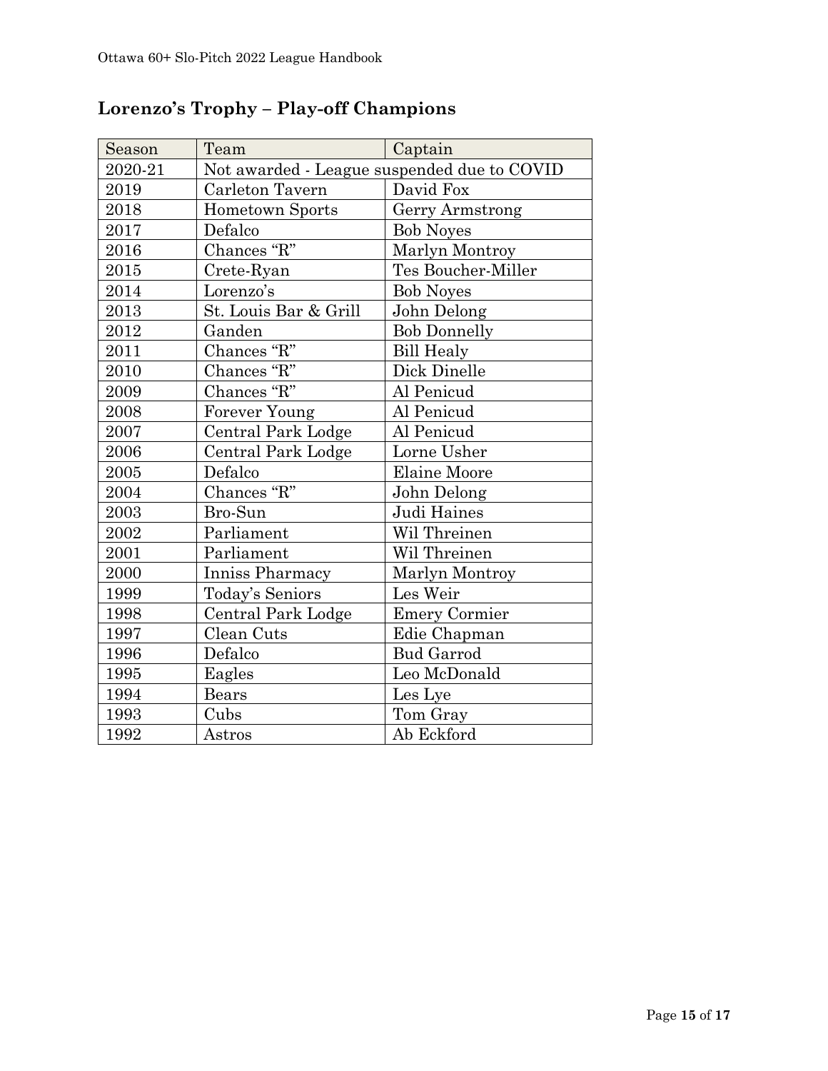## Lorenzo's Trophy – Play-off Champions

| Season | Team | Captain |
|---|---|---|
| 2020-21 | Not awarded - League suspended due to COVID | |
| 2019 | Carleton Tavern | David Fox |
| 2018 | Hometown Sports | Gerry Armstrong |
| 2017 | Defalco | Bob Noyes |
| 2016 | Chances "R" | Marlyn Montroy |
| 2015 | Crete-Ryan | Tes Boucher-Miller |
| 2014 | Lorenzo's | Bob Noyes |
| 2013 | St. Louis Bar & Grill | John Delong |
| 2012 | Ganden | Bob Donnelly |
| 2011 | Chances "R" | Bill Healy |
| 2010 | Chances "R" | Dick Dinelle |
| 2009 | Chances "R" | Al Penicud |
| 2008 | Forever Young | Al Penicud |
| 2007 | Central Park Lodge | Al Penicud |
| 2006 | Central Park Lodge | Lorne Usher |
| 2005 | Defalco | Elaine Moore |
| 2004 | Chances "R" | John Delong |
| 2003 | Bro-Sun | Judi Haines |
| 2002 | Parliament | Wil Threinen |
| 2001 | Parliament | Wil Threinen |
| 2000 | Inniss Pharmacy | Marlyn Montroy |
| 1999 | Today's Seniors | Les Weir |
| 1998 | Central Park Lodge | Emery Cormier |
| 1997 | Clean Cuts | Edie Chapman |
| 1996 | Defalco | Bud Garrod |
| 1995 | Eagles | Leo McDonald |
| 1994 | Bears | Les Lye |
| 1993 | Cubs | Tom Gray |
| 1992 | Astros | Ab Eckford |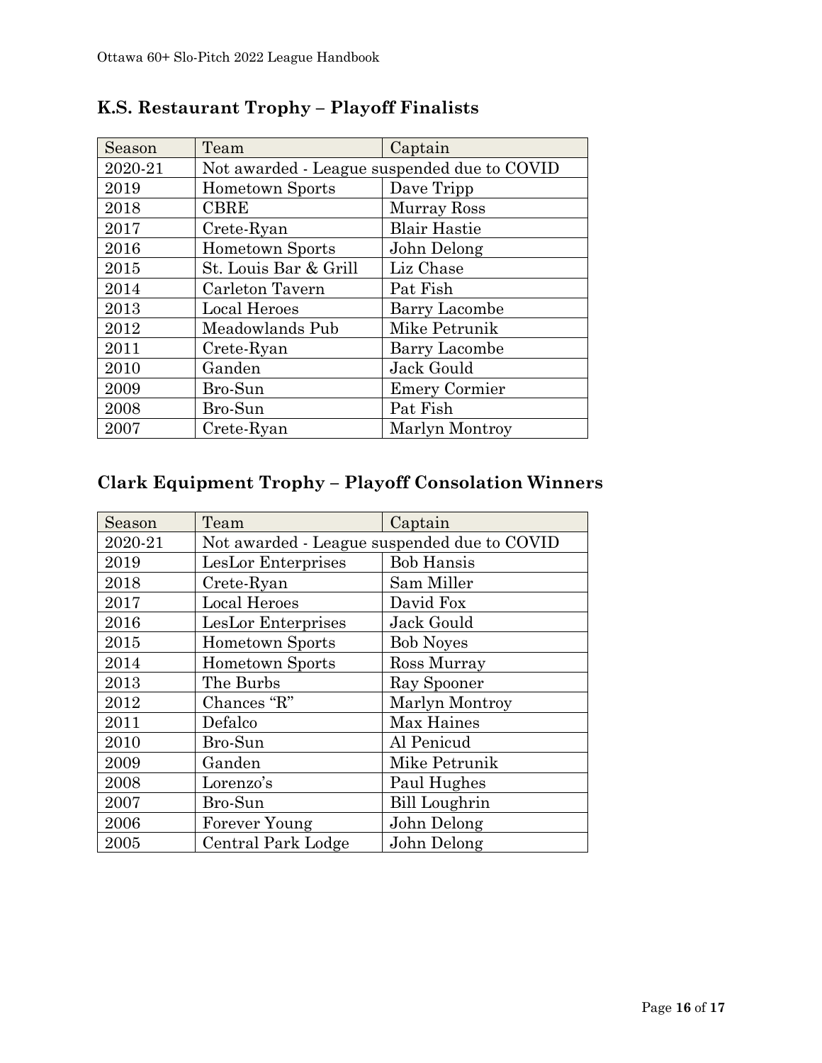## K.S. Restaurant Trophy – Playoff Finalists

| Season | Team | Captain |
|---|---|---|
| 2020-21 | Not awarded - League suspended due to COVID | |
| 2019 | Hometown Sports | Dave Tripp |
| 2018 | CBRE | Murray Ross |
| 2017 | Crete-Ryan | Blair Hastie |
| 2016 | Hometown Sports | John Delong |
| 2015 | St. Louis Bar & Grill | Liz Chase |
| 2014 | Carleton Tavern | Pat Fish |
| 2013 | Local Heroes | Barry Lacombe |
| 2012 | Meadowlands Pub | Mike Petrunik |
| 2011 | Crete-Ryan | Barry Lacombe |
| 2010 | Ganden | Jack Gould |
| 2009 | Bro-Sun | Emery Cormier |
| 2008 | Bro-Sun | Pat Fish |
| 2007 | Crete-Ryan | Marlyn Montroy |

## Clark Equipment Trophy – Playoff Consolation Winners

| Season | Team | Captain |
|---|---|---|
| 2020-21 | Not awarded - League suspended due to COVID | |
| 2019 | LesLor Enterprises | Bob Hansis |
| 2018 | Crete-Ryan | Sam Miller |
| 2017 | Local Heroes | David Fox |
| 2016 | LesLor Enterprises | Jack Gould |
| 2015 | Hometown Sports | Bob Noyes |
| 2014 | Hometown Sports | Ross Murray |
| 2013 | The Burbs | Ray Spooner |
| 2012 | Chances "R" | Marlyn Montroy |
| 2011 | Defalco | Max Haines |
| 2010 | Bro-Sun | Al Penicud |
| 2009 | Ganden | Mike Petrunik |
| 2008 | Lorenzo's | Paul Hughes |
| 2007 | Bro-Sun | Bill Loughrin |
| 2006 | Forever Young | John Delong |
| 2005 | Central Park Lodge | John Delong |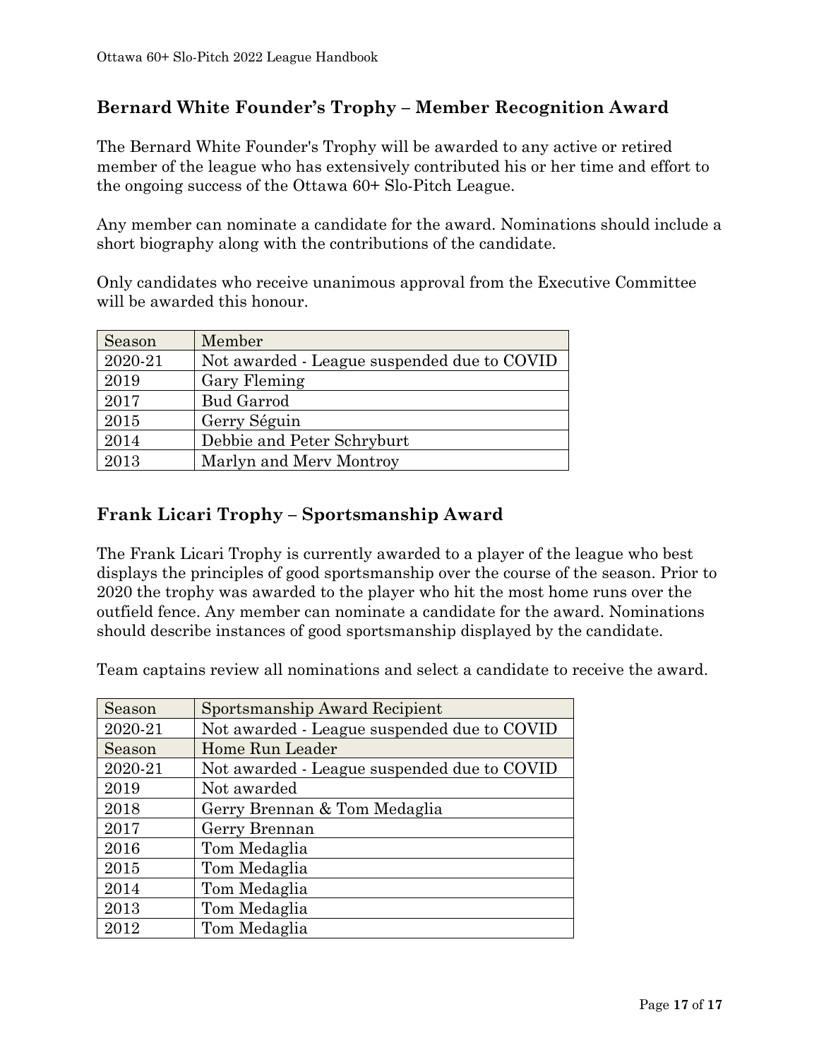## Bernard White Founder's Trophy – Member Recognition Award

The Bernard White Founder's Trophy will be awarded to any active or retired member of the league who has extensively contributed his or her time and effort to the ongoing success of the Ottawa 60+ Slo-Pitch League.

Any member can nominate a candidate for the award. Nominations should include a short biography along with the contributions of the candidate.

Only candidates who receive unanimous approval from the Executive Committee will be awarded this honour.

| Season | Member |
|---|---|
| 2020-21 | Not awarded - League suspended due to COVID |
| 2019 | Gary Fleming |
| 2017 | Bud Garrod |
| 2015 | Gerry Séguin |
| 2014 | Debbie and Peter Schryburt |
| 2013 | Marlyn and Merv Montroy |

## Frank Licari Trophy – Sportsmanship Award

The Frank Licari Trophy is currently awarded to a player of the league who best displays the principles of good sportsmanship over the course of the season. Prior to 2020 the trophy was awarded to the player who hit the most home runs over the outfield fence. Any member can nominate a candidate for the award. Nominations should describe instances of good sportsmanship displayed by the candidate.

Team captains review all nominations and select a candidate to receive the award.

| Season | Sportsmanship Award Recipient |
|---|---|
| 2020-21 | Not awarded - League suspended due to COVID |
| Season | Home Run Leader |
| 2020-21 | Not awarded - League suspended due to COVID |
| 2019 | Not awarded |
| 2018 | Gerry Brennan & Tom Medaglia |
| 2017 | Gerry Brennan |
| 2016 | Tom Medaglia |
| 2015 | Tom Medaglia |
| 2014 | Tom Medaglia |
| 2013 | Tom Medaglia |
| 2012 | Tom Medaglia |